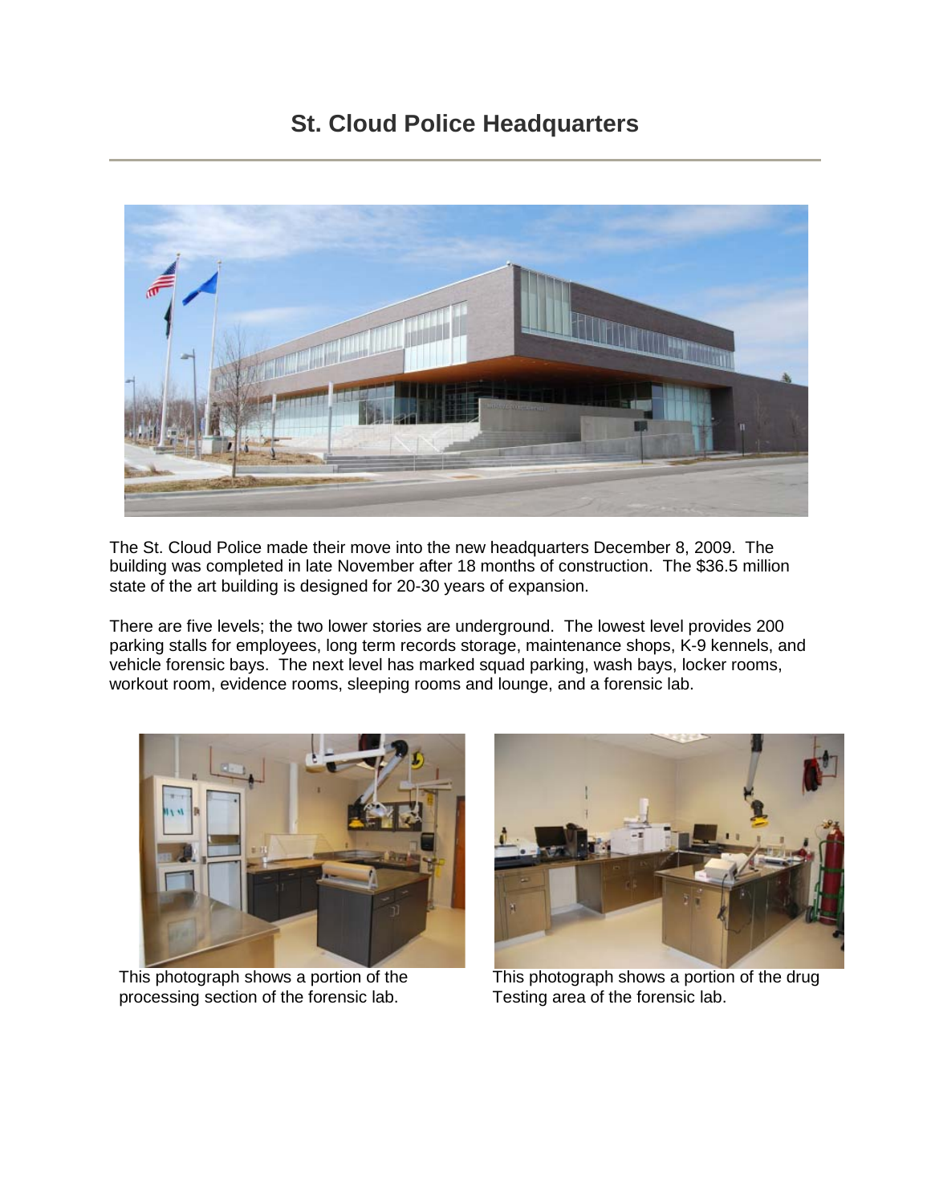# St. Cloud Police Headquarters

The St. Cloud Police made their move into the new headquarters December 8, 2009. The building was completed in late November after 18 months of construction. The $36.5 million state of the art building is designed for 20-30 years of expansion.

There are five levels; the two lower stories are underground. The lowest level provides 200 parking stalls for employees, long term records storage, maintenance shops, K-9 kennels, and vehicle forensic bays. The next level has marked squad parking, wash bays, locker rooms, workout room, evidence rooms, sleeping rooms and lounge, and a forensic lab.

This photograph shows a portion of the processing section of the forensic lab.

This photograph shows a portion of the drug Testing area of the forensic lab.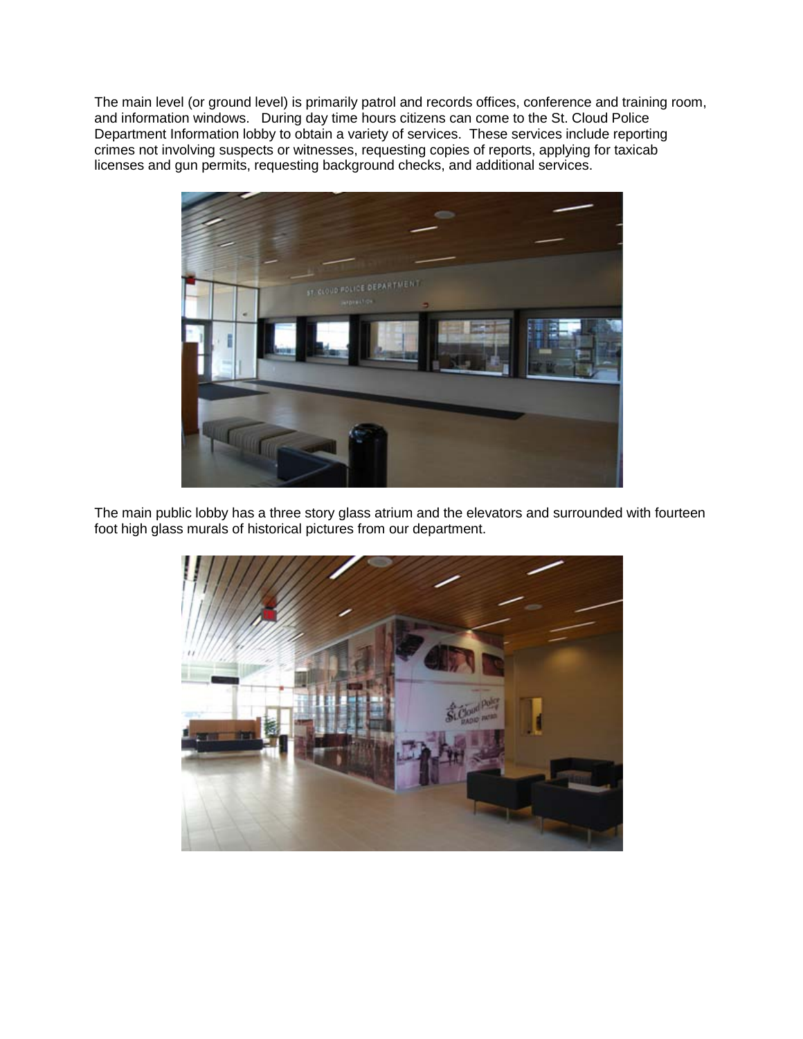The main level (or ground level) is primarily patrol and records offices, conference and training room, and information windows. During day time hours citizens can come to the St. Cloud Police Department Information lobby to obtain a variety of services. These services include reporting crimes not involving suspects or witnesses, requesting copies of reports, applying for taxicab licenses and gun permits, requesting background checks, and additional services.

The main public lobby has a three story glass atrium and the elevators and surrounded with fourteen foot high glass murals of historical pictures from our department.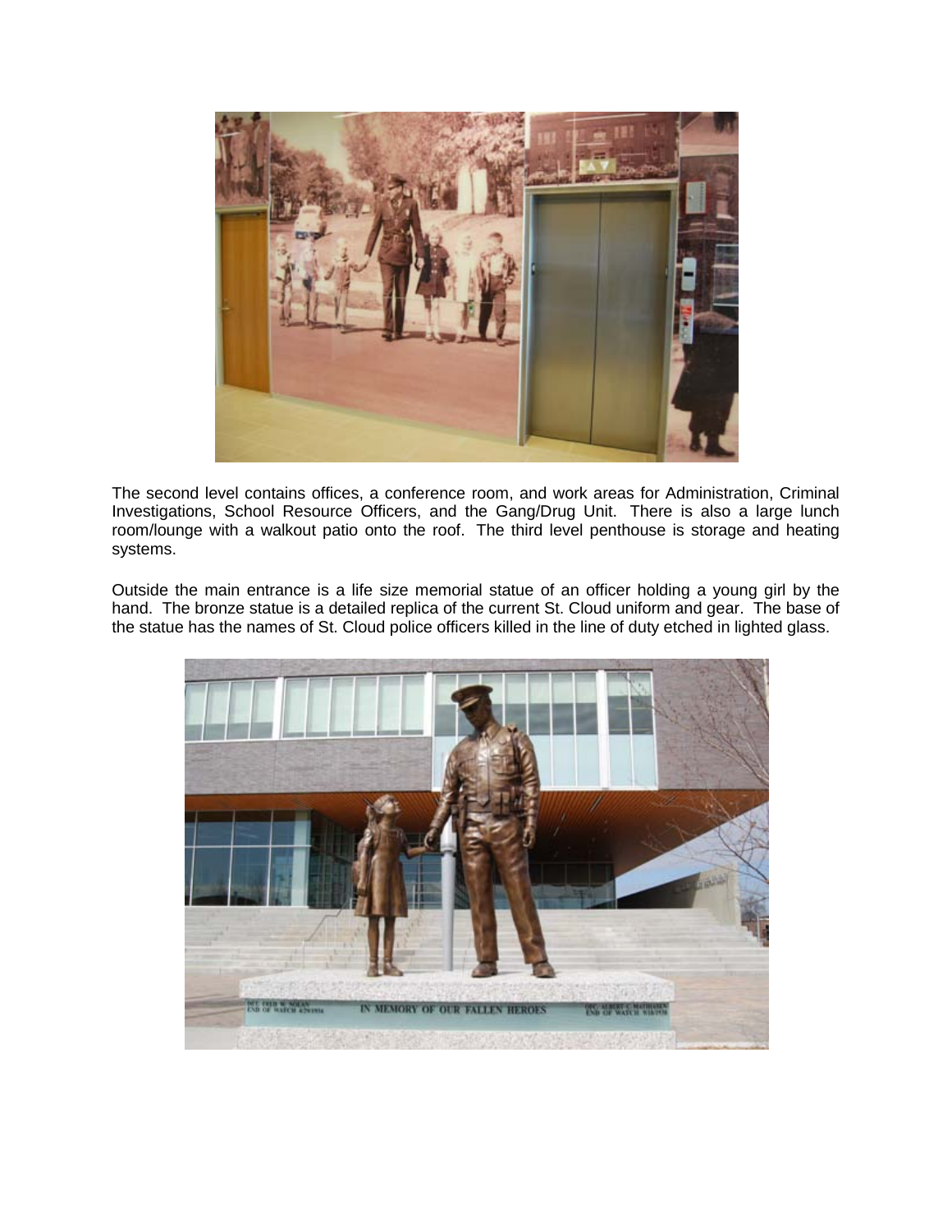The second level contains offices, a conference room, and work areas for Administration, Criminal Investigations, School Resource Officers, and the Gang/Drug Unit. There is also a large lunch room/lounge with a walkout patio onto the roof. The third level penthouse is storage and heating systems.

Outside the main entrance is a life size memorial statue of an officer holding a young girl by the hand. The bronze statue is a detailed replica of the current St. Cloud uniform and gear. The base of the statue has the names of St. Cloud police officers killed in the line of duty etched in lighted glass.